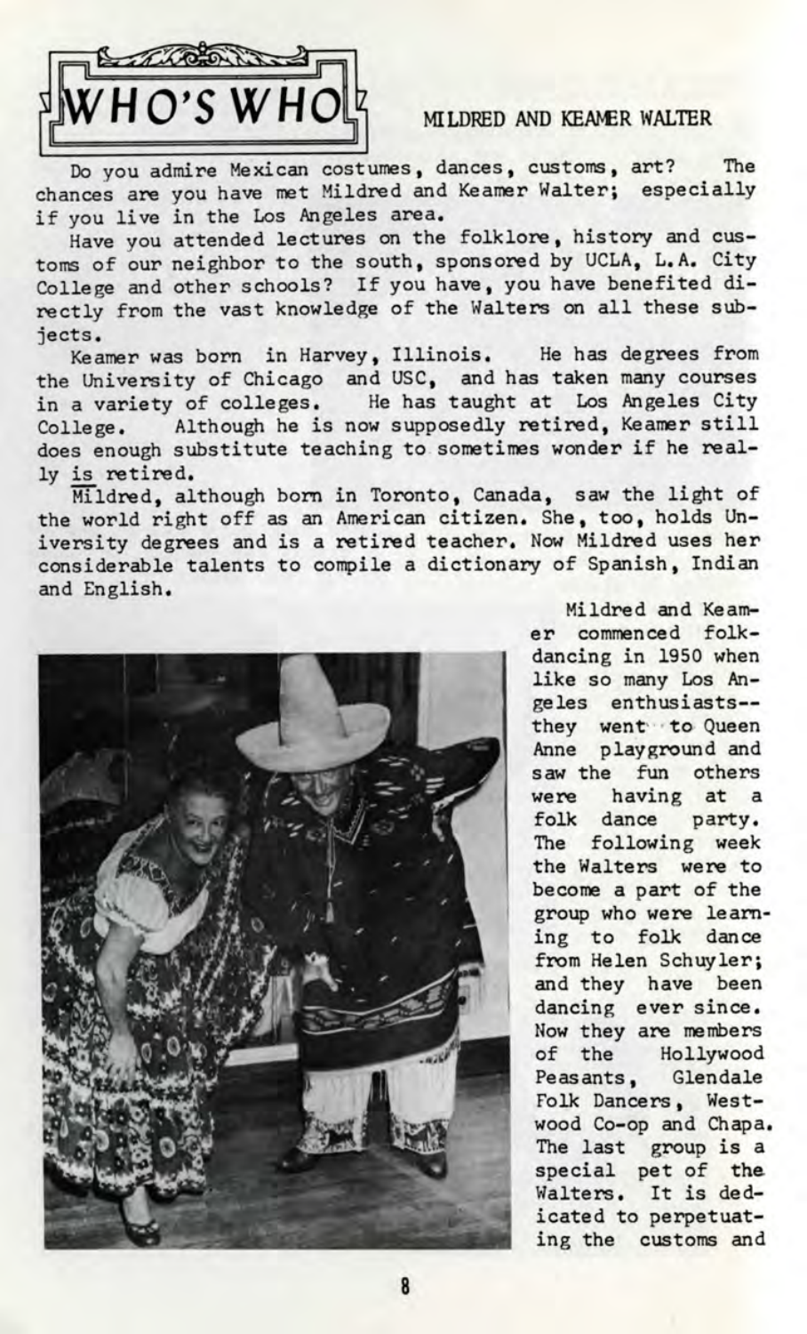# WHO'S WHO

## MILDRED AND KEAMER WALTER

Do you admire Mexican costumes, dances, customs, art? The chances are you have met Mildred and Keamer Walter; especially if you live in the Los Angeles area.

Have you attended lectures on the folklore, history and customs of our neighbor to the south, sponsored by UCLA, L.A. City College and other schools? If you have, you have benefited directly from the vast knowledge of the Walters on all these subjects.

Keamer was born in Harvey, Illinois. He has degrees from the University of Chicago and USC, and has taken many courses in a variety of colleges. He has taught at Los Angeles City College. Although he is now supposedly retired, Keamer still does enough substitute teaching to sometimes wonder if he really is retired.

Mildred, although born in Toronto, Canada, saw the light of the world right off as an American citizen. She, too, holds University degrees and is a retired teacher. Now Mildred uses her considerable talents to compile a dictionary of Spanish, Indian and English.

Mildred and Keamer commenced folk-dancing in 1950 when like so many Los Angeles enthusiasts--they went to Queen Anne playground and saw the fun others were having at a folk dance party. The following week the Walters were to become a part of the group who were learning to folk dance from Helen Schuyler; and they have been dancing ever since. Now they are members of the Hollywood Peasants, Glendale Folk Dancers, Westwood Co-op and Chapa. The last group is a special pet of the Walters. It is dedicated to perpetuating the customs and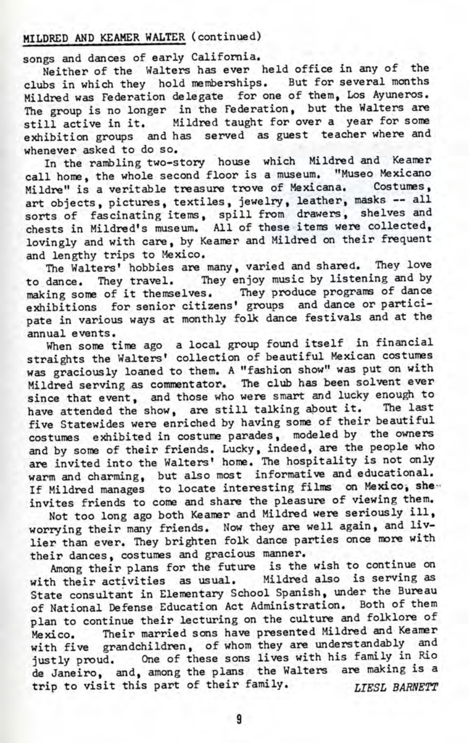MILDRED AND KEAMER WALTER (continued)

songs and dances of early California.

Neither of the Walters has ever held office in any of the clubs in which they hold memberships. But for several months Mildred was Federation delegate for one of them, Los Ayuneros. The group is no longer in the Federation, but the Walters are still active in it. Mildred taught for over a year for some exhibition groups and has served as guest teacher where and whenever asked to do so.

In the rambling two-story house which Mildred and Keamer call home, the whole second floor is a museum. "Museo Mexicano Mildre" is a veritable treasure trove of Mexicana. Costumes, art objects, pictures, textiles, jewelry, leather, masks -- all sorts of fascinating items, spill from drawers, shelves and chests in Mildred's museum. All of these items were collected, lovingly and with care, by Keamer and Mildred on their frequent and lengthy trips to Mexico.

The Walters' hobbies are many, varied and shared. They love to dance. They travel. They enjoy music by listening and by making some of it themselves. They produce programs of dance exhibitions for senior citizens' groups and dance or participate in various ways at monthly folk dance festivals and at the annual events.

When some time ago a local group found itself in financial straights the Walters' collection of beautiful Mexican costumes was graciously loaned to them. A "fashion show" was put on with Mildred serving as commentator. The club has been solvent ever since that event, and those who were smart and lucky enough to have attended the show, are still talking about it. The last five Statewides were enriched by having some of their beautiful costumes exhibited in costume parades, modeled by the owners and by some of their friends. Lucky, indeed, are the people who are invited into the Walters' home. The hospitality is not only warm and charming, but also most informative and educational. If Mildred manages to locate interesting films on Mexico, she invites friends to come and share the pleasure of viewing them.

Not too long ago both Keamer and Mildred were seriously ill, worrying their many friends. Now they are well again, and livlier than ever. They brighten folk dance parties once more with their dances, costumes and gracious manner.

Among their plans for the future is the wish to continue on with their activities as usual. Mildred also is serving as State consultant in Elementary School Spanish, under the Bureau of National Defense Education Act Administration. Both of them plan to continue their lecturing on the culture and folklore of Mexico. Their married sons have presented Mildred and Keamer with five grandchildren, of whom they are understandably and justly proud. One of these sons lives with his family in Rio de Janeiro, and, among the plans the Walters are making is a trip to visit this part of their family.

*LIESL BARNETT*